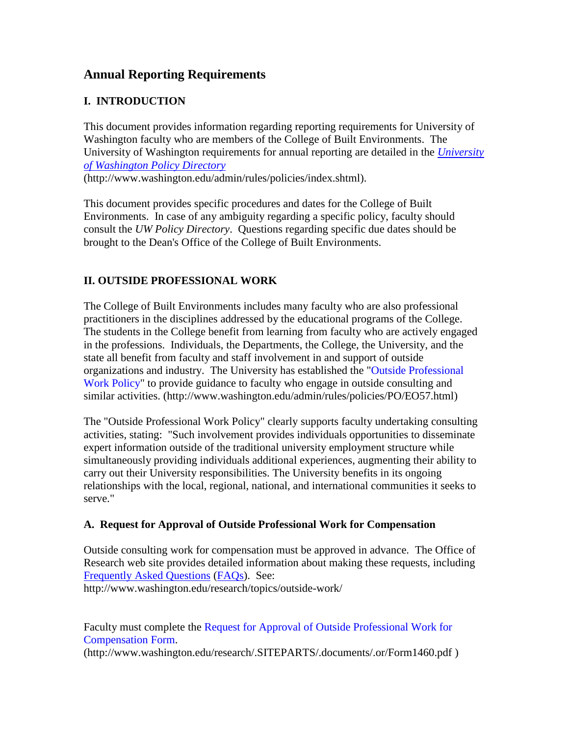# Annual Reporting Requirements

## I. INTRODUCTION

This document provides information regarding reporting requirements for University of Washington faculty who are members of the College of Built Environments. The University of Washington requirements for annual reporting are detailed in the *University of Washington Policy Directory* (http://www.washington.edu/admin/rules/policies/index.shtml).

This document provides specific procedures and dates for the College of Built Environments. In case of any ambiguity regarding a specific policy, faculty should consult the *UW Policy Directory*. Questions regarding specific due dates should be brought to the Dean's Office of the College of Built Environments.

## II. OUTSIDE PROFESSIONAL WORK

The College of Built Environments includes many faculty who are also professional practitioners in the disciplines addressed by the educational programs of the College. The students in the College benefit from learning from faculty who are actively engaged in the professions. Individuals, the Departments, the College, the University, and the state all benefit from faculty and staff involvement in and support of outside organizations and industry. The University has established the "Outside Professional Work Policy" to provide guidance to faculty who engage in outside consulting and similar activities. (http://www.washington.edu/admin/rules/policies/PO/EO57.html)

The "Outside Professional Work Policy" clearly supports faculty undertaking consulting activities, stating: "Such involvement provides individuals opportunities to disseminate expert information outside of the traditional university employment structure while simultaneously providing individuals additional experiences, augmenting their ability to carry out their University responsibilities. The University benefits in its ongoing relationships with the local, regional, national, and international communities it seeks to serve."

### A. Request for Approval of Outside Professional Work for Compensation

Outside consulting work for compensation must be approved in advance. The Office of Research web site provides detailed information about making these requests, including Frequently Asked Questions (FAQs). See: http://www.washington.edu/research/topics/outside-work/

Faculty must complete the Request for Approval of Outside Professional Work for Compensation Form. (http://www.washington.edu/research/.SITEPARTS/.documents/.or/Form1460.pdf )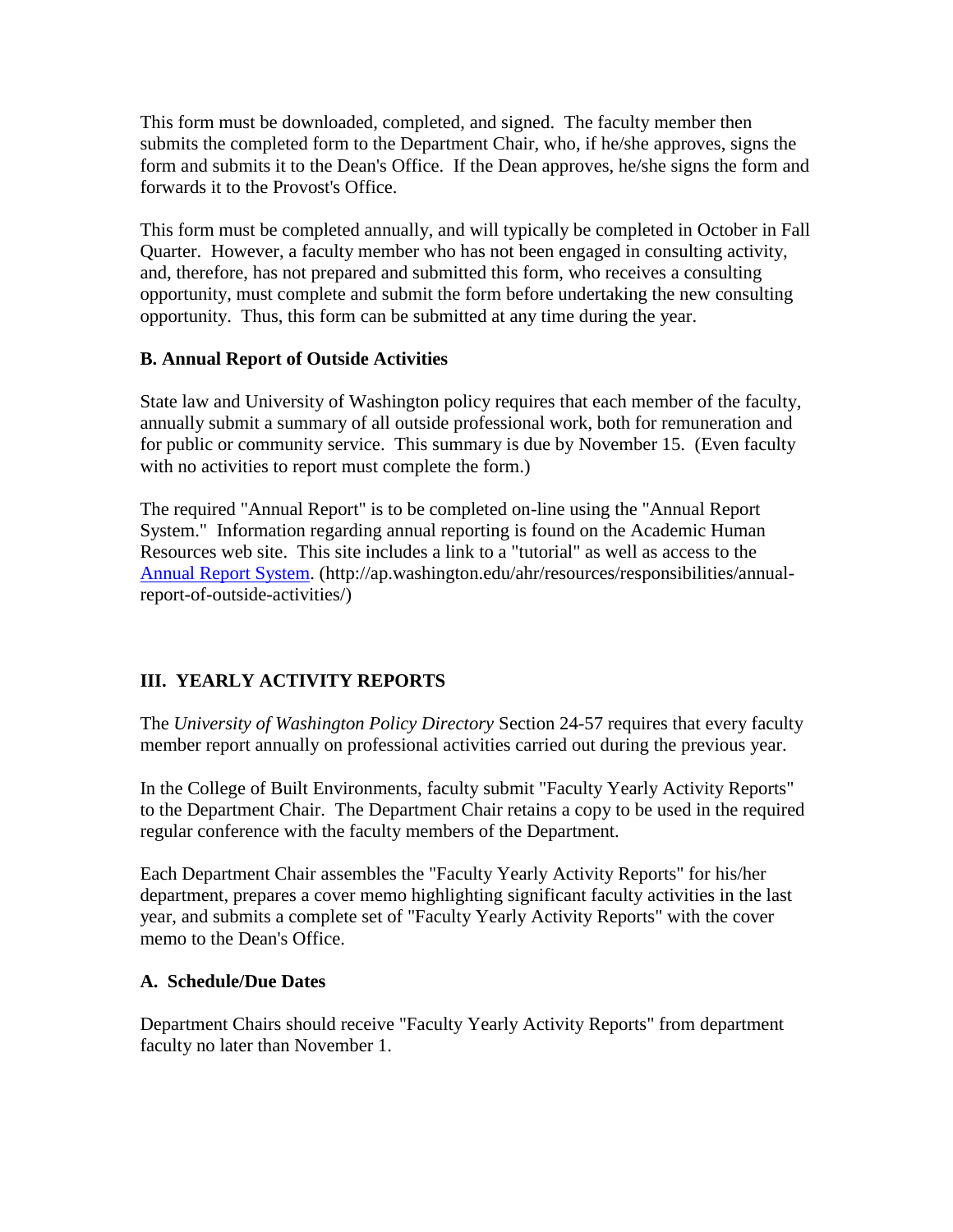This form must be downloaded, completed, and signed. The faculty member then submits the completed form to the Department Chair, who, if he/she approves, signs the form and submits it to the Dean's Office. If the Dean approves, he/she signs the form and forwards it to the Provost's Office.

This form must be completed annually, and will typically be completed in October in Fall Quarter. However, a faculty member who has not been engaged in consulting activity, and, therefore, has not prepared and submitted this form, who receives a consulting opportunity, must complete and submit the form before undertaking the new consulting opportunity. Thus, this form can be submitted at any time during the year.

### B. Annual Report of Outside Activities

State law and University of Washington policy requires that each member of the faculty, annually submit a summary of all outside professional work, both for remuneration and for public or community service. This summary is due by November 15. (Even faculty with no activities to report must complete the form.)

The required "Annual Report" is to be completed on-line using the "Annual Report System." Information regarding annual reporting is found on the Academic Human Resources web site. This site includes a link to a "tutorial" as well as access to the Annual Report System. (http://ap.washington.edu/ahr/resources/responsibilities/annual-report-of-outside-activities/)

## III. YEARLY ACTIVITY REPORTS

The *University of Washington Policy Directory* Section 24-57 requires that every faculty member report annually on professional activities carried out during the previous year.

In the College of Built Environments, faculty submit "Faculty Yearly Activity Reports" to the Department Chair. The Department Chair retains a copy to be used in the required regular conference with the faculty members of the Department.

Each Department Chair assembles the "Faculty Yearly Activity Reports" for his/her department, prepares a cover memo highlighting significant faculty activities in the last year, and submits a complete set of "Faculty Yearly Activity Reports" with the cover memo to the Dean's Office.

### A. Schedule/Due Dates

Department Chairs should receive "Faculty Yearly Activity Reports" from department faculty no later than November 1.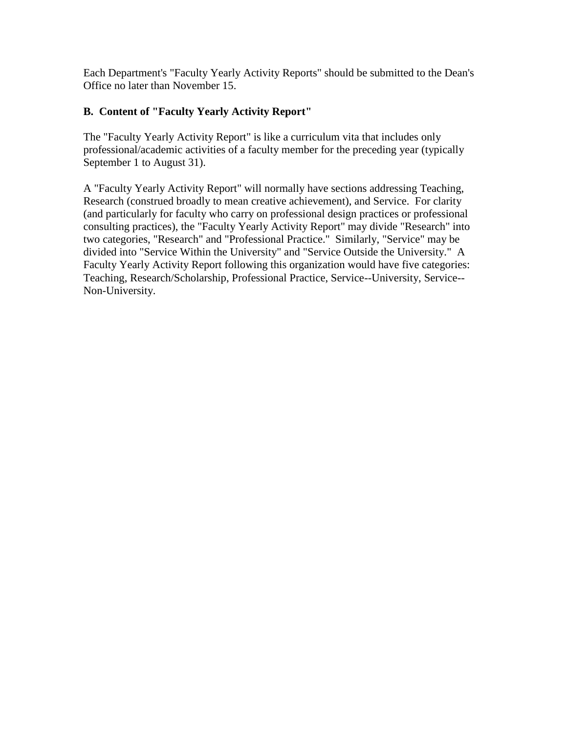Each Department's "Faculty Yearly Activity Reports" should be submitted to the Dean's Office no later than November 15.

### B. Content of "Faculty Yearly Activity Report"

The "Faculty Yearly Activity Report" is like a curriculum vita that includes only professional/academic activities of a faculty member for the preceding year (typically September 1 to August 31).

A "Faculty Yearly Activity Report" will normally have sections addressing Teaching, Research (construed broadly to mean creative achievement), and Service. For clarity (and particularly for faculty who carry on professional design practices or professional consulting practices), the "Faculty Yearly Activity Report" may divide "Research" into two categories, "Research" and "Professional Practice." Similarly, "Service" may be divided into "Service Within the University" and "Service Outside the University." A Faculty Yearly Activity Report following this organization would have five categories: Teaching, Research/Scholarship, Professional Practice, Service--University, Service--Non-University.